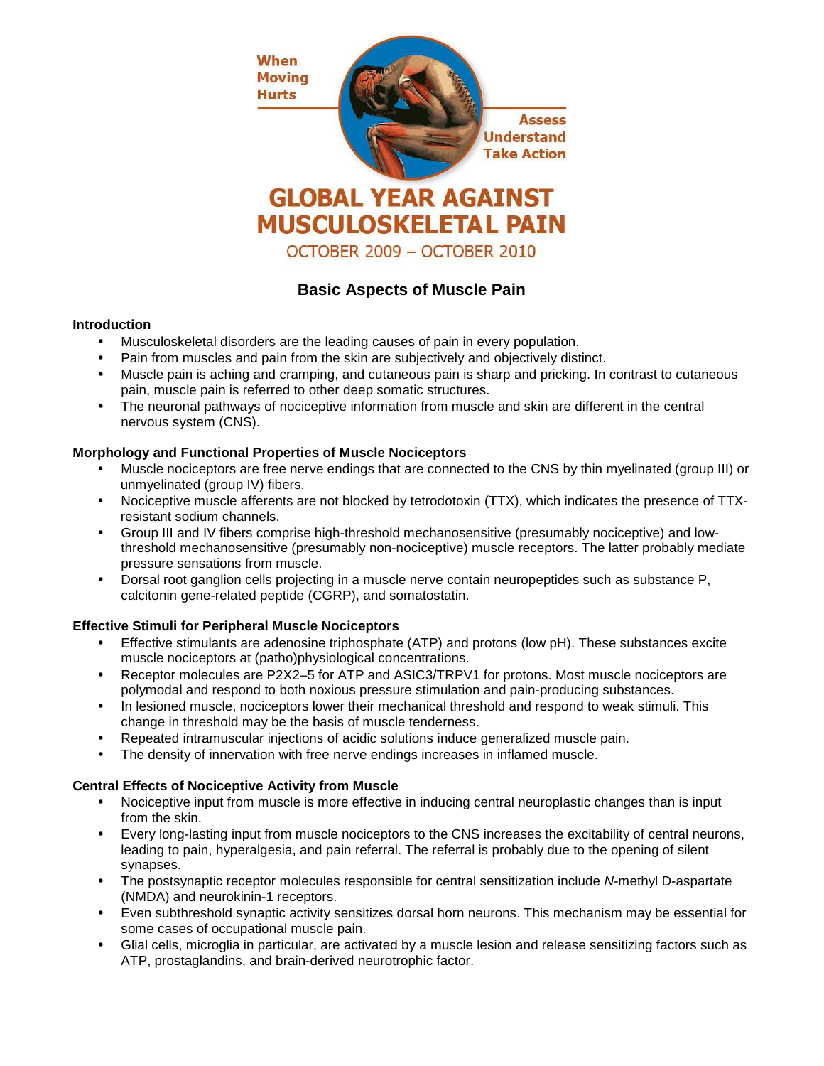When Moving Hurts

Assess Understand Take Action

# GLOBAL YEAR AGAINST MUSCULOSKELETAL PAIN

OCTOBER 2009 – OCTOBER 2010

## Basic Aspects of Muscle Pain

### Introduction

- Musculoskeletal disorders are the leading causes of pain in every population.
- Pain from muscles and pain from the skin are subjectively and objectively distinct.
- Muscle pain is aching and cramping, and cutaneous pain is sharp and pricking. In contrast to cutaneous pain, muscle pain is referred to other deep somatic structures.
- The neuronal pathways of nociceptive information from muscle and skin are different in the central nervous system (CNS).

### Morphology and Functional Properties of Muscle Nociceptors

- Muscle nociceptors are free nerve endings that are connected to the CNS by thin myelinated (group III) or unmyelinated (group IV) fibers.
- Nociceptive muscle afferents are not blocked by tetrodotoxin (TTX), which indicates the presence of TTX-resistant sodium channels.
- Group III and IV fibers comprise high-threshold mechanosensitive (presumably nociceptive) and low-threshold mechanosensitive (presumably non-nociceptive) muscle receptors. The latter probably mediate pressure sensations from muscle.
- Dorsal root ganglion cells projecting in a muscle nerve contain neuropeptides such as substance P, calcitonin gene-related peptide (CGRP), and somatostatin.

### Effective Stimuli for Peripheral Muscle Nociceptors

- Effective stimulants are adenosine triphosphate (ATP) and protons (low pH). These substances excite muscle nociceptors at (patho)physiological concentrations.
- Receptor molecules are P2X2–5 for ATP and ASIC3/TRPV1 for protons. Most muscle nociceptors are polymodal and respond to both noxious pressure stimulation and pain-producing substances.
- In lesioned muscle, nociceptors lower their mechanical threshold and respond to weak stimuli. This change in threshold may be the basis of muscle tenderness.
- Repeated intramuscular injections of acidic solutions induce generalized muscle pain.
- The density of innervation with free nerve endings increases in inflamed muscle.

### Central Effects of Nociceptive Activity from Muscle

- Nociceptive input from muscle is more effective in inducing central neuroplastic changes than is input from the skin.
- Every long-lasting input from muscle nociceptors to the CNS increases the excitability of central neurons, leading to pain, hyperalgesia, and pain referral. The referral is probably due to the opening of silent synapses.
- The postsynaptic receptor molecules responsible for central sensitization include *N*-methyl D-aspartate (NMDA) and neurokinin-1 receptors.
- Even subthreshold synaptic activity sensitizes dorsal horn neurons. This mechanism may be essential for some cases of occupational muscle pain.
- Glial cells, microglia in particular, are activated by a muscle lesion and release sensitizing factors such as ATP, prostaglandins, and brain-derived neurotrophic factor.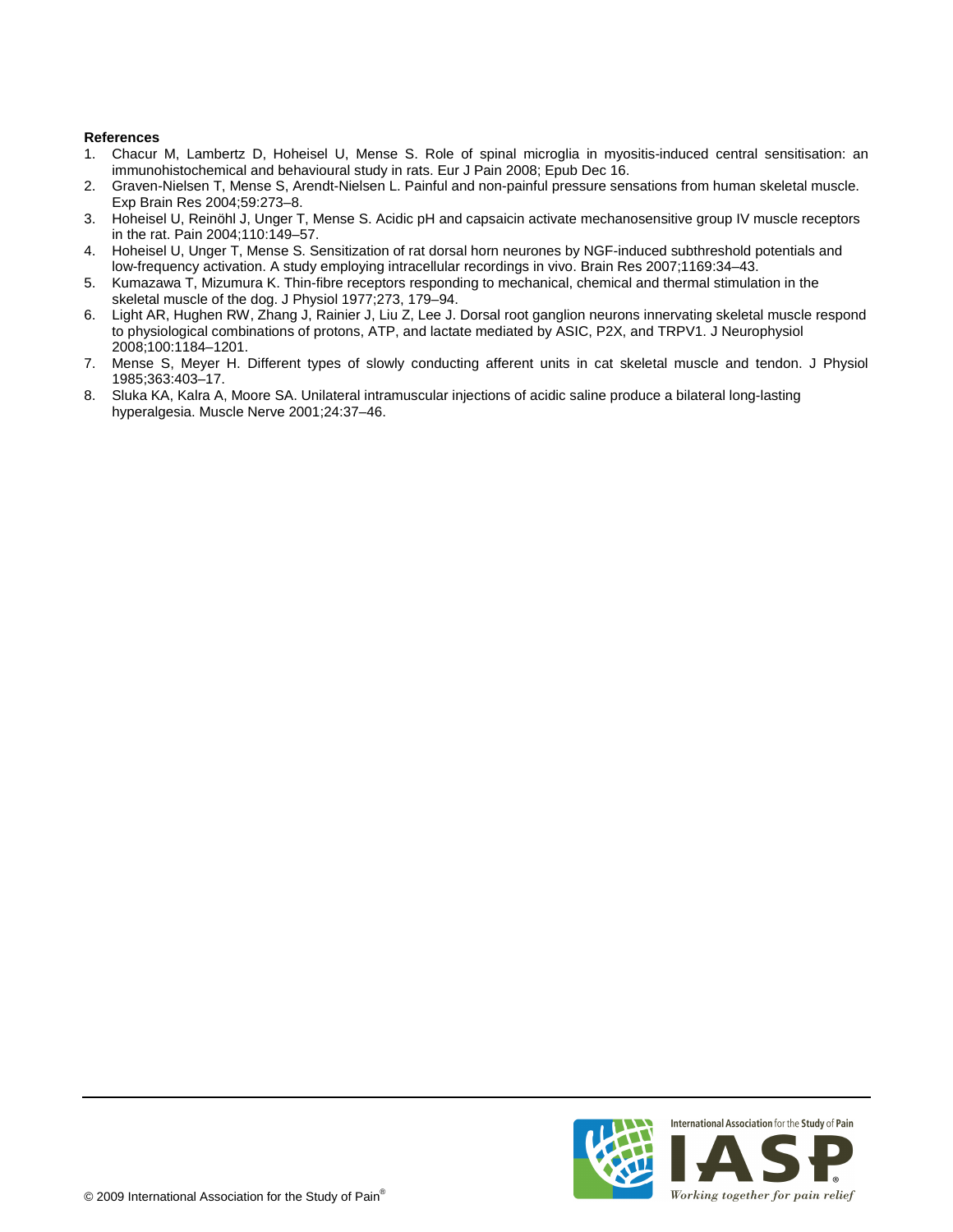**References**

1. Chacur M, Lambertz D, Hoheisel U, Mense S. Role of spinal microglia in myositis-induced central sensitisation: an immunohistochemical and behavioural study in rats. Eur J Pain 2008; Epub Dec 16.
2. Graven-Nielsen T, Mense S, Arendt-Nielsen L. Painful and non-painful pressure sensations from human skeletal muscle. Exp Brain Res 2004;59:273–8.
3. Hoheisel U, Reinöhl J, Unger T, Mense S. Acidic pH and capsaicin activate mechanosensitive group IV muscle receptors in the rat. Pain 2004;110:149–57.
4. Hoheisel U, Unger T, Mense S. Sensitization of rat dorsal horn neurones by NGF-induced subthreshold potentials and low-frequency activation. A study employing intracellular recordings in vivo. Brain Res 2007;1169:34–43.
5. Kumazawa T, Mizumura K. Thin-fibre receptors responding to mechanical, chemical and thermal stimulation in the skeletal muscle of the dog. J Physiol 1977;273, 179–94.
6. Light AR, Hughen RW, Zhang J, Rainier J, Liu Z, Lee J. Dorsal root ganglion neurons innervating skeletal muscle respond to physiological combinations of protons, ATP, and lactate mediated by ASIC, P2X, and TRPV1. J Neurophysiol 2008;100:1184–1201.
7. Mense S, Meyer H. Different types of slowly conducting afferent units in cat skeletal muscle and tendon. J Physiol 1985;363:403–17.
8. Sluka KA, Kalra A, Moore SA. Unilateral intramuscular injections of acidic saline produce a bilateral long-lasting hyperalgesia. Muscle Nerve 2001;24:37–46.

© 2009 International Association for the Study of Pain®

International Association for the Study of Pain

IASP

*Working together for pain relief*